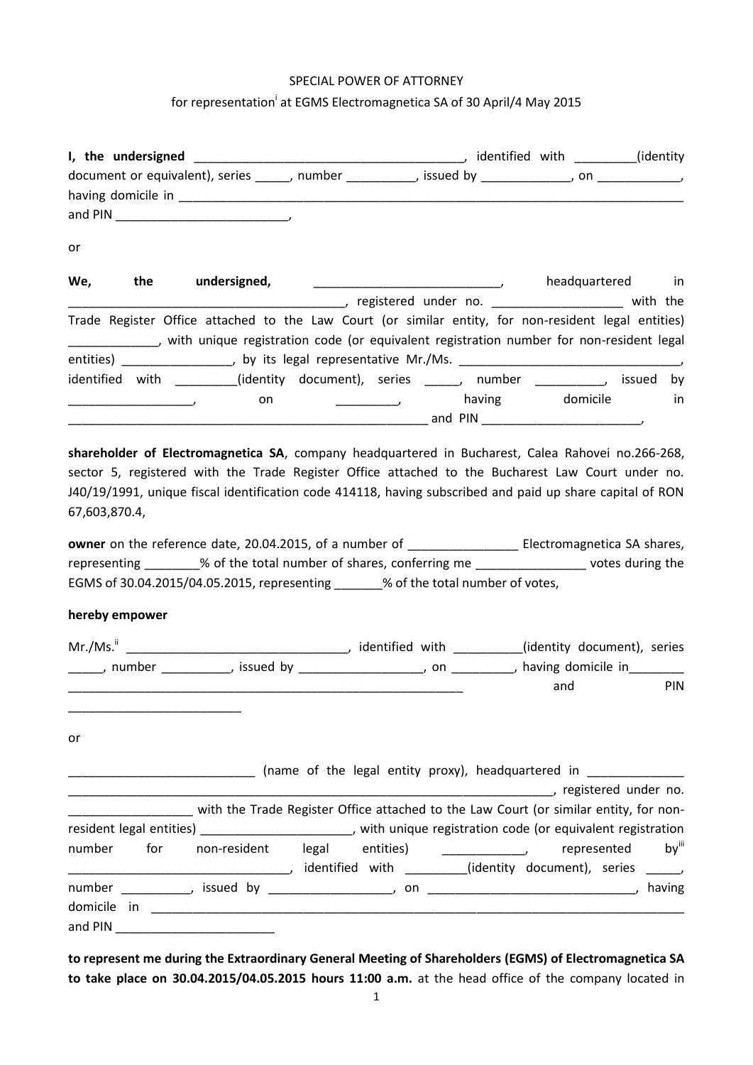SPECIAL POWER OF ATTORNEY

for representation[i] at EGMS Electromagnetica SA of 30 April/4 May 2015

**I, the undersigned** _______________________________________, identified with _________(identity document or equivalent), series _____, number __________, issued by _____________, on ____________, having domicile in ___________________________________________________________________________ and PIN _________________________,

or

**We, the undersigned,** ___________________________, headquartered in ________________________________________, registered under no. __________________ with the Trade Register Office attached to the Law Court (or similar entity, for non-resident legal entities) _____________, with unique registration code (or equivalent registration number for non-resident legal entities) ________________, by its legal representative Mr./Ms. _________________________________, identified with _________(identity document), series _____, number __________, issued by __________________, on _________, having domicile in _____________________________________________________ and PIN _______________________,

**shareholder of Electromagnetica SA**, company headquartered in Bucharest, Calea Rahovei no.266-268, sector 5, registered with the Trade Register Office attached to the Bucharest Law Court under no. J40/19/1991, unique fiscal identification code 414118, having subscribed and paid up share capital of RON 67,603,870.4,

**owner** on the reference date, 20.04.2015, of a number of ________________ Electromagnetica SA shares, representing ________% of the total number of shares, conferring me ________________ votes during the EGMS of 30.04.2015/04.05.2015, representing _______% of the total number of votes,

**hereby empower**

Mr./Ms.[ii] ________________________________, identified with __________(identity document), series _____, number __________, issued by __________________, on _________, having domicile in________ __________________________________________________________ and PIN __________________________

or

___________________________ (name of the legal entity proxy), headquartered in ______________ _________________________________________________________________________, registered under no. __________________ with the Trade Register Office attached to the Law Court (or similar entity, for non-resident legal entities) ______________________, with unique registration code (or equivalent registration number for non-resident legal entities) ____________, represented by[iii] _________________________________, identified with _________(identity document), series _____, number __________, issued by __________________, on ______________________________, having domicile in ______________________________________________________________________________ and PIN ________________________

**to represent me during the Extraordinary General Meeting of Shareholders (EGMS) of Electromagnetica SA to take place on 30.04.2015/04.05.2015 hours 11:00 a.m.** at the head office of the company located in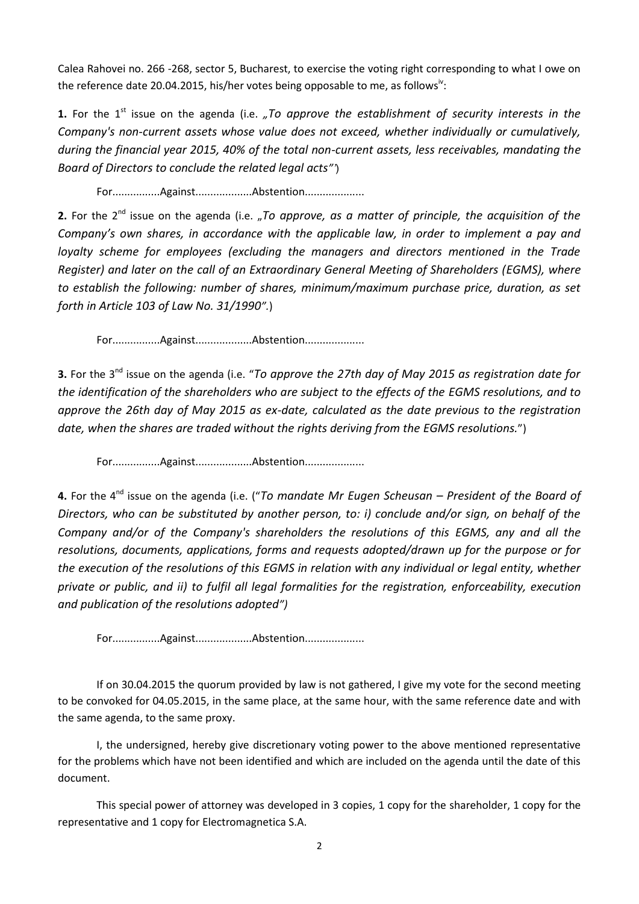Calea Rahovei no. 266 -268, sector 5, Bucharest, to exercise the voting right corresponding to what I owe on the reference date 20.04.2015, his/her votes being opposable to me, as follows[iv]:

**1.** For the 1st issue on the agenda (i.e. *„To approve the establishment of security interests in the Company's non-current assets whose value does not exceed, whether individually or cumulatively, during the financial year 2015, 40% of the total non-current assets, less receivables, mandating the Board of Directors to conclude the related legal acts"*)

For................Against...................Abstention....................

**2.** For the 2nd issue on the agenda (i.e. *„To approve, as a matter of principle, the acquisition of the Company's own shares, in accordance with the applicable law, in order to implement a pay and loyalty scheme for employees (excluding the managers and directors mentioned in the Trade Register) and later on the call of an Extraordinary General Meeting of Shareholders (EGMS), where to establish the following: number of shares, minimum/maximum purchase price, duration, as set forth in Article 103 of Law No. 31/1990".*)

For................Against...................Abstention....................

**3.** For the 3rd issue on the agenda (i.e. "*To approve the 27th day of May 2015 as registration date for the identification of the shareholders who are subject to the effects of the EGMS resolutions, and to approve the 26th day of May 2015 as ex-date, calculated as the date previous to the registration date, when the shares are traded without the rights deriving from the EGMS resolutions.*")

For................Against...................Abstention....................

**4.** For the 4th issue on the agenda (i.e. ("*To mandate Mr Eugen Scheusan – President of the Board of Directors, who can be substituted by another person, to: i) conclude and/or sign, on behalf of the Company and/or of the Company's shareholders the resolutions of this EGMS, any and all the resolutions, documents, applications, forms and requests adopted/drawn up for the purpose or for the execution of the resolutions of this EGMS in relation with any individual or legal entity, whether private or public, and ii) to fulfil all legal formalities for the registration, enforceability, execution and publication of the resolutions adopted")*

For................Against...................Abstention....................

If on 30.04.2015 the quorum provided by law is not gathered, I give my vote for the second meeting to be convoked for 04.05.2015, in the same place, at the same hour, with the same reference date and with the same agenda, to the same proxy.

I, the undersigned, hereby give discretionary voting power to the above mentioned representative for the problems which have not been identified and which are included on the agenda until the date of this document.

This special power of attorney was developed in 3 copies, 1 copy for the shareholder, 1 copy for the representative and 1 copy for Electromagnetica S.A.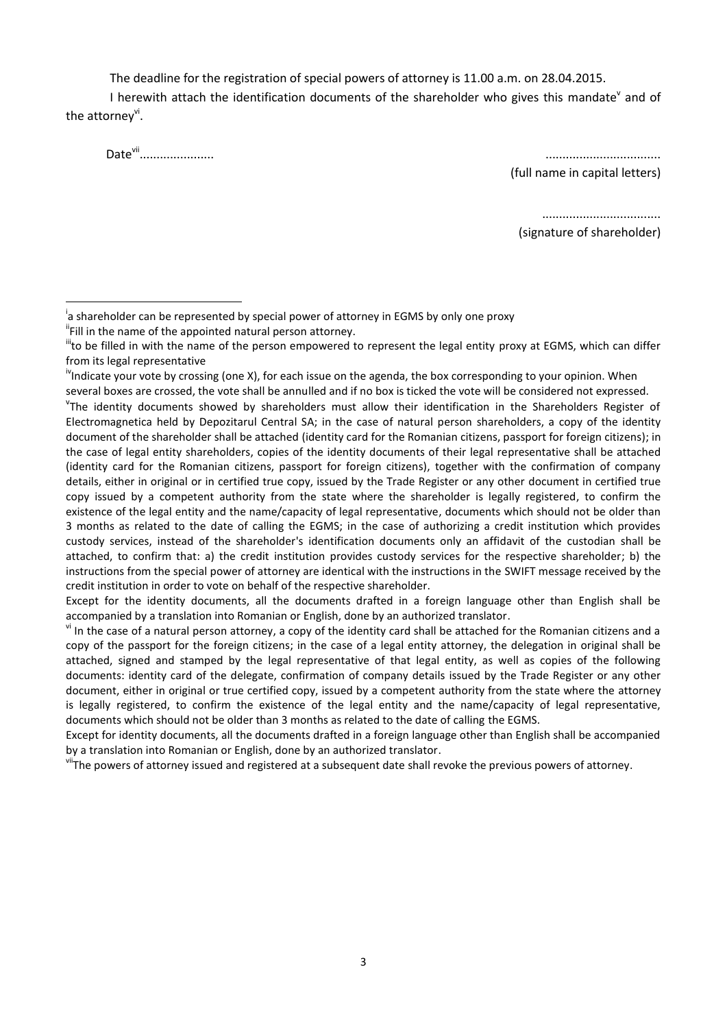The deadline for the registration of special powers of attorney is 11.00 a.m. on 28.04.2015.

I herewith attach the identification documents of the shareholder who gives this mandate[v] and of the attorney[vi].

Date[vii]......................

..................................
(full name in capital letters)

..................................
(signature of shareholder)

---

[i] a shareholder can be represented by special power of attorney in EGMS by only one proxy

[ii] Fill in the name of the appointed natural person attorney.

[iii] to be filled in with the name of the person empowered to represent the legal entity proxy at EGMS, which can differ from its legal representative

[iv] Indicate your vote by crossing (one X), for each issue on the agenda, the box corresponding to your opinion. When several boxes are crossed, the vote shall be annulled and if no box is ticked the vote will be considered not expressed.

[v] The identity documents showed by shareholders must allow their identification in the Shareholders Register of Electromagnetica held by Depozitarul Central SA; in the case of natural person shareholders, a copy of the identity document of the shareholder shall be attached (identity card for the Romanian citizens, passport for foreign citizens); in the case of legal entity shareholders, copies of the identity documents of their legal representative shall be attached (identity card for the Romanian citizens, passport for foreign citizens), together with the confirmation of company details, either in original or in certified true copy, issued by the Trade Register or any other document in certified true copy issued by a competent authority from the state where the shareholder is legally registered, to confirm the existence of the legal entity and the name/capacity of legal representative, documents which should not be older than 3 months as related to the date of calling the EGMS; in the case of authorizing a credit institution which provides custody services, instead of the shareholder's identification documents only an affidavit of the custodian shall be attached, to confirm that: a) the credit institution provides custody services for the respective shareholder; b) the instructions from the special power of attorney are identical with the instructions in the SWIFT message received by the credit institution in order to vote on behalf of the respective shareholder.

Except for the identity documents, all the documents drafted in a foreign language other than English shall be accompanied by a translation into Romanian or English, done by an authorized translator.

[vi] In the case of a natural person attorney, a copy of the identity card shall be attached for the Romanian citizens and a copy of the passport for the foreign citizens; in the case of a legal entity attorney, the delegation in original shall be attached, signed and stamped by the legal representative of that legal entity, as well as copies of the following documents: identity card of the delegate, confirmation of company details issued by the Trade Register or any other document, either in original or true certified copy, issued by a competent authority from the state where the attorney is legally registered, to confirm the existence of the legal entity and the name/capacity of legal representative, documents which should not be older than 3 months as related to the date of calling the EGMS.

Except for identity documents, all the documents drafted in a foreign language other than English shall be accompanied by a translation into Romanian or English, done by an authorized translator.

[vii] The powers of attorney issued and registered at a subsequent date shall revoke the previous powers of attorney.